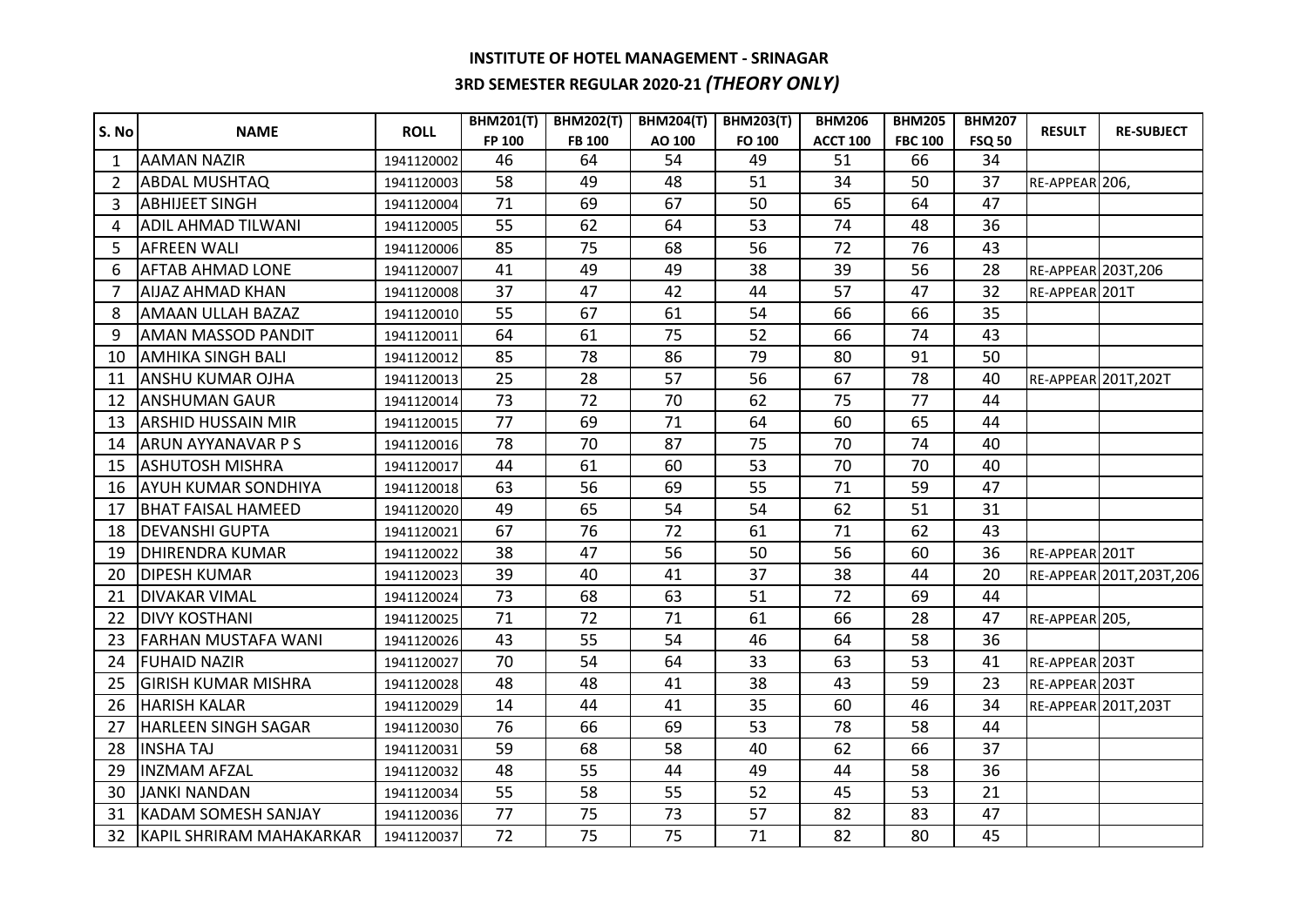# INSTITUTE OF HOTEL MANAGEMENT - SRINAGAR

## 3RD SEMESTER REGULAR 2020-21 *(THEORY ONLY)*

| S. No | NAME | ROLL | BHM201(T) | BHM202(T) | BHM204(T) | BHM203(T) | BHM206 | BHM205 | BHM207 | RESULT | RE-SUBJECT |
|---|---|---|---|---|---|---|---|---|---|---|---|
| | | | FP 100 | FB 100 | AO 100 | FO 100 | ACCT 100 | FBC 100 | FSQ 50 | | |
| 1 | AAMAN NAZIR | 1941120002 | 46 | 64 | 54 | 49 | 51 | 66 | 34 | | |
| 2 | ABDAL MUSHTAQ | 1941120003 | 58 | 49 | 48 | 51 | 34 | 50 | 37 | RE-APPEAR | 206, |
| 3 | ABHIJEET SINGH | 1941120004 | 71 | 69 | 67 | 50 | 65 | 64 | 47 | | |
| 4 | ADIL AHMAD TILWANI | 1941120005 | 55 | 62 | 64 | 53 | 74 | 48 | 36 | | |
| 5 | AFREEN WALI | 1941120006 | 85 | 75 | 68 | 56 | 72 | 76 | 43 | | |
| 6 | AFTAB AHMAD LONE | 1941120007 | 41 | 49 | 49 | 38 | 39 | 56 | 28 | RE-APPEAR | 203T,206 |
| 7 | AIJAZ AHMAD KHAN | 1941120008 | 37 | 47 | 42 | 44 | 57 | 47 | 32 | RE-APPEAR | 201T |
| 8 | AMAAN ULLAH BAZAZ | 1941120010 | 55 | 67 | 61 | 54 | 66 | 66 | 35 | | |
| 9 | AMAN MASSOD PANDIT | 1941120011 | 64 | 61 | 75 | 52 | 66 | 74 | 43 | | |
| 10 | AMHIKA SINGH BALI | 1941120012 | 85 | 78 | 86 | 79 | 80 | 91 | 50 | | |
| 11 | ANSHU KUMAR OJHA | 1941120013 | 25 | 28 | 57 | 56 | 67 | 78 | 40 | RE-APPEAR | 201T,202T |
| 12 | ANSHUMAN GAUR | 1941120014 | 73 | 72 | 70 | 62 | 75 | 77 | 44 | | |
| 13 | ARSHID HUSSAIN MIR | 1941120015 | 77 | 69 | 71 | 64 | 60 | 65 | 44 | | |
| 14 | ARUN AYYANAVAR P S | 1941120016 | 78 | 70 | 87 | 75 | 70 | 74 | 40 | | |
| 15 | ASHUTOSH MISHRA | 1941120017 | 44 | 61 | 60 | 53 | 70 | 70 | 40 | | |
| 16 | AYUH KUMAR SONDHIYA | 1941120018 | 63 | 56 | 69 | 55 | 71 | 59 | 47 | | |
| 17 | BHAT FAISAL HAMEED | 1941120020 | 49 | 65 | 54 | 54 | 62 | 51 | 31 | | |
| 18 | DEVANSHI GUPTA | 1941120021 | 67 | 76 | 72 | 61 | 71 | 62 | 43 | | |
| 19 | DHIRENDRA KUMAR | 1941120022 | 38 | 47 | 56 | 50 | 56 | 60 | 36 | RE-APPEAR | 201T |
| 20 | DIPESH KUMAR | 1941120023 | 39 | 40 | 41 | 37 | 38 | 44 | 20 | RE-APPEAR | 201T,203T,206 |
| 21 | DIVAKAR VIMAL | 1941120024 | 73 | 68 | 63 | 51 | 72 | 69 | 44 | | |
| 22 | DIVY KOSTHANI | 1941120025 | 71 | 72 | 71 | 61 | 66 | 28 | 47 | RE-APPEAR | 205, |
| 23 | FARHAN MUSTAFA WANI | 1941120026 | 43 | 55 | 54 | 46 | 64 | 58 | 36 | | |
| 24 | FUHAID NAZIR | 1941120027 | 70 | 54 | 64 | 33 | 63 | 53 | 41 | RE-APPEAR | 203T |
| 25 | GIRISH KUMAR MISHRA | 1941120028 | 48 | 48 | 41 | 38 | 43 | 59 | 23 | RE-APPEAR | 203T |
| 26 | HARISH KALAR | 1941120029 | 14 | 44 | 41 | 35 | 60 | 46 | 34 | RE-APPEAR | 201T,203T |
| 27 | HARLEEN SINGH SAGAR | 1941120030 | 76 | 66 | 69 | 53 | 78 | 58 | 44 | | |
| 28 | INSHA TAJ | 1941120031 | 59 | 68 | 58 | 40 | 62 | 66 | 37 | | |
| 29 | INZMAM AFZAL | 1941120032 | 48 | 55 | 44 | 49 | 44 | 58 | 36 | | |
| 30 | JANKI NANDAN | 1941120034 | 55 | 58 | 55 | 52 | 45 | 53 | 21 | | |
| 31 | KADAM SOMESH SANJAY | 1941120036 | 77 | 75 | 73 | 57 | 82 | 83 | 47 | | |
| 32 | KAPIL SHRIRAM MAHAKARKAR | 1941120037 | 72 | 75 | 75 | 71 | 82 | 80 | 45 | | |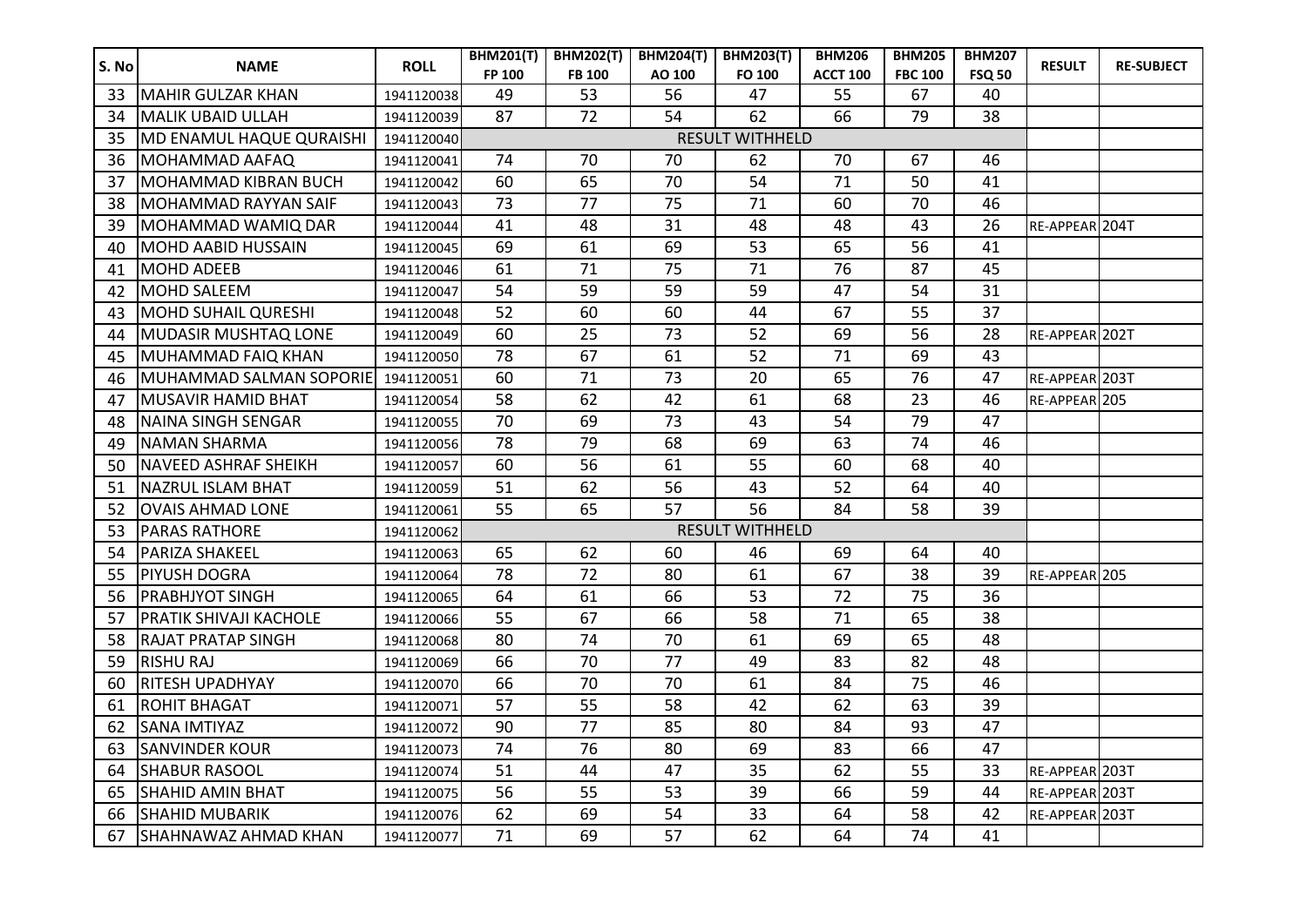| S. No | NAME | ROLL | BHM201(T) FP 100 | BHM202(T) FB 100 | BHM204(T) AO 100 | BHM203(T) FO 100 | BHM206 ACCT 100 | BHM205 FBC 100 | BHM207 FSQ 50 | RESULT | RE-SUBJECT |
|---|---|---|---|---|---|---|---|---|---|---|---|
| 33 | MAHIR GULZAR KHAN | 1941120038 | 49 | 53 | 56 | 47 | 55 | 67 | 40 | | |
| 34 | MALIK UBAID ULLAH | 1941120039 | 87 | 72 | 54 | 62 | 66 | 79 | 38 | | |
| 35 | MD ENAMUL HAQUE QURAISHI | 1941120040 | RESULT WITHHELD | | | | | | | | |
| 36 | MOHAMMAD AAFAQ | 1941120041 | 74 | 70 | 70 | 62 | 70 | 67 | 46 | | |
| 37 | MOHAMMAD KIBRAN BUCH | 1941120042 | 60 | 65 | 70 | 54 | 71 | 50 | 41 | | |
| 38 | MOHAMMAD RAYYAN SAIF | 1941120043 | 73 | 77 | 75 | 71 | 60 | 70 | 46 | | |
| 39 | MOHAMMAD WAMIQ DAR | 1941120044 | 41 | 48 | 31 | 48 | 48 | 43 | 26 | RE-APPEAR | 204T |
| 40 | MOHD AABID HUSSAIN | 1941120045 | 69 | 61 | 69 | 53 | 65 | 56 | 41 | | |
| 41 | MOHD ADEEB | 1941120046 | 61 | 71 | 75 | 71 | 76 | 87 | 45 | | |
| 42 | MOHD SALEEM | 1941120047 | 54 | 59 | 59 | 59 | 47 | 54 | 31 | | |
| 43 | MOHD SUHAIL QURESHI | 1941120048 | 52 | 60 | 60 | 44 | 67 | 55 | 37 | | |
| 44 | MUDASIR MUSHTAQ LONE | 1941120049 | 60 | 25 | 73 | 52 | 69 | 56 | 28 | RE-APPEAR | 202T |
| 45 | MUHAMMAD FAIQ KHAN | 1941120050 | 78 | 67 | 61 | 52 | 71 | 69 | 43 | | |
| 46 | MUHAMMAD SALMAN SOPORIE | 1941120051 | 60 | 71 | 73 | 20 | 65 | 76 | 47 | RE-APPEAR | 203T |
| 47 | MUSAVIR HAMID BHAT | 1941120054 | 58 | 62 | 42 | 61 | 68 | 23 | 46 | RE-APPEAR | 205 |
| 48 | NAINA SINGH SENGAR | 1941120055 | 70 | 69 | 73 | 43 | 54 | 79 | 47 | | |
| 49 | NAMAN SHARMA | 1941120056 | 78 | 79 | 68 | 69 | 63 | 74 | 46 | | |
| 50 | NAVEED ASHRAF SHEIKH | 1941120057 | 60 | 56 | 61 | 55 | 60 | 68 | 40 | | |
| 51 | NAZRUL ISLAM BHAT | 1941120059 | 51 | 62 | 56 | 43 | 52 | 64 | 40 | | |
| 52 | OVAIS AHMAD LONE | 1941120061 | 55 | 65 | 57 | 56 | 84 | 58 | 39 | | |
| 53 | PARAS RATHORE | 1941120062 | RESULT WITHHELD | | | | | | | | |
| 54 | PARIZA SHAKEEL | 1941120063 | 65 | 62 | 60 | 46 | 69 | 64 | 40 | | |
| 55 | PIYUSH DOGRA | 1941120064 | 78 | 72 | 80 | 61 | 67 | 38 | 39 | RE-APPEAR | 205 |
| 56 | PRABHJYOT SINGH | 1941120065 | 64 | 61 | 66 | 53 | 72 | 75 | 36 | | |
| 57 | PRATIK SHIVAJI KACHOLE | 1941120066 | 55 | 67 | 66 | 58 | 71 | 65 | 38 | | |
| 58 | RAJAT PRATAP SINGH | 1941120068 | 80 | 74 | 70 | 61 | 69 | 65 | 48 | | |
| 59 | RISHU RAJ | 1941120069 | 66 | 70 | 77 | 49 | 83 | 82 | 48 | | |
| 60 | RITESH UPADHYAY | 1941120070 | 66 | 70 | 70 | 61 | 84 | 75 | 46 | | |
| 61 | ROHIT BHAGAT | 1941120071 | 57 | 55 | 58 | 42 | 62 | 63 | 39 | | |
| 62 | SANA IMTIYAZ | 1941120072 | 90 | 77 | 85 | 80 | 84 | 93 | 47 | | |
| 63 | SANVINDER KOUR | 1941120073 | 74 | 76 | 80 | 69 | 83 | 66 | 47 | | |
| 64 | SHABUR RASOOL | 1941120074 | 51 | 44 | 47 | 35 | 62 | 55 | 33 | RE-APPEAR | 203T |
| 65 | SHAHID AMIN BHAT | 1941120075 | 56 | 55 | 53 | 39 | 66 | 59 | 44 | RE-APPEAR | 203T |
| 66 | SHAHID MUBARIK | 1941120076 | 62 | 69 | 54 | 33 | 64 | 58 | 42 | RE-APPEAR | 203T |
| 67 | SHAHNAWAZ AHMAD KHAN | 1941120077 | 71 | 69 | 57 | 62 | 64 | 74 | 41 | | |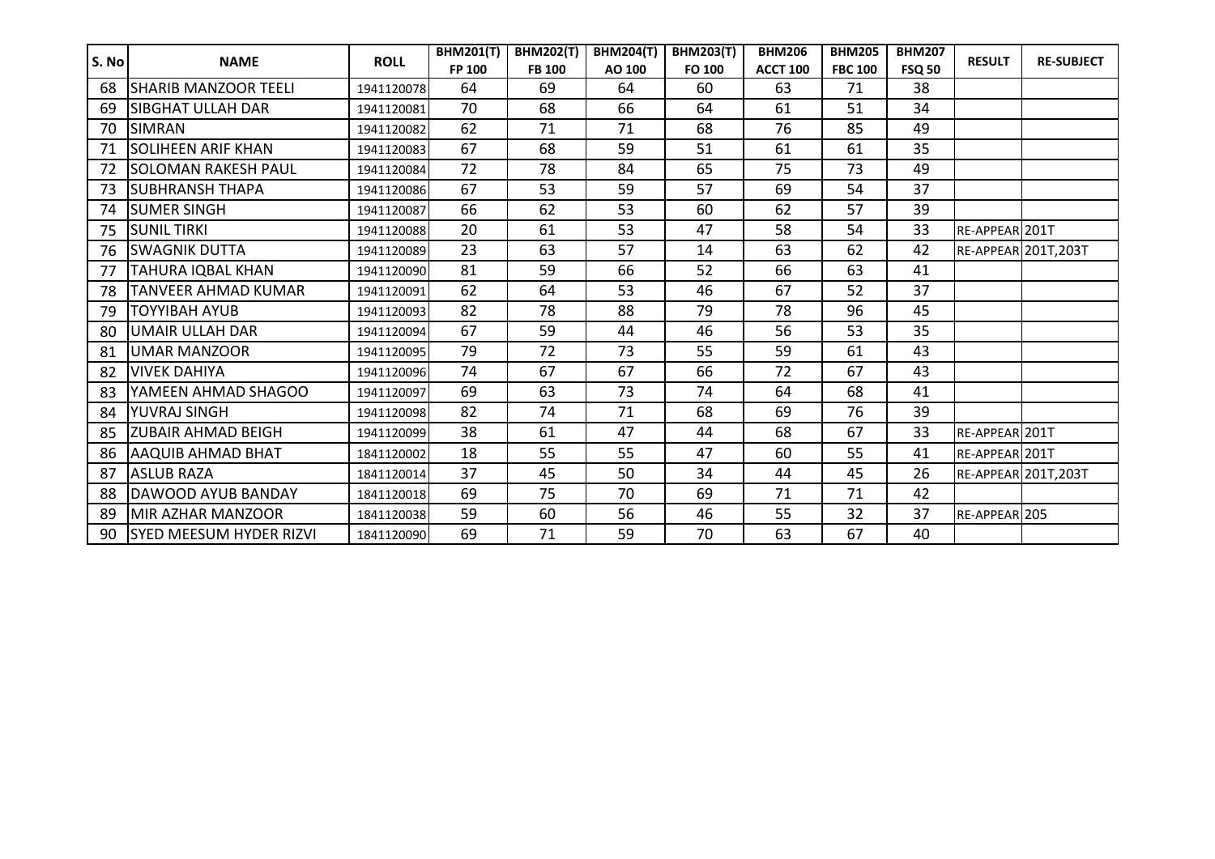| S. No | NAME | ROLL | BHM201(T) FP 100 | BHM202(T) FB 100 | BHM204(T) AO 100 | BHM203(T) FO 100 | BHM206 ACCT 100 | BHM205 FBC 100 | BHM207 FSQ 50 | RESULT | RE-SUBJECT |
|---|---|---|---|---|---|---|---|---|---|---|---|
| 68 | SHARIB MANZOOR TEELI | 1941120078 | 64 | 69 | 64 | 60 | 63 | 71 | 38 | | |
| 69 | SIBGHAT ULLAH DAR | 1941120081 | 70 | 68 | 66 | 64 | 61 | 51 | 34 | | |
| 70 | SIMRAN | 1941120082 | 62 | 71 | 71 | 68 | 76 | 85 | 49 | | |
| 71 | SOLIHEEN ARIF KHAN | 1941120083 | 67 | 68 | 59 | 51 | 61 | 61 | 35 | | |
| 72 | SOLOMAN RAKESH PAUL | 1941120084 | 72 | 78 | 84 | 65 | 75 | 73 | 49 | | |
| 73 | SUBHRANSH THAPA | 1941120086 | 67 | 53 | 59 | 57 | 69 | 54 | 37 | | |
| 74 | SUMER SINGH | 1941120087 | 66 | 62 | 53 | 60 | 62 | 57 | 39 | | |
| 75 | SUNIL TIRKI | 1941120088 | 20 | 61 | 53 | 47 | 58 | 54 | 33 | RE-APPEAR | 201T |
| 76 | SWAGNIK DUTTA | 1941120089 | 23 | 63 | 57 | 14 | 63 | 62 | 42 | RE-APPEAR | 201T,203T |
| 77 | TAHURA IQBAL KHAN | 1941120090 | 81 | 59 | 66 | 52 | 66 | 63 | 41 | | |
| 78 | TANVEER AHMAD KUMAR | 1941120091 | 62 | 64 | 53 | 46 | 67 | 52 | 37 | | |
| 79 | TOYYIBAH AYUB | 1941120093 | 82 | 78 | 88 | 79 | 78 | 96 | 45 | | |
| 80 | UMAIR ULLAH DAR | 1941120094 | 67 | 59 | 44 | 46 | 56 | 53 | 35 | | |
| 81 | UMAR MANZOOR | 1941120095 | 79 | 72 | 73 | 55 | 59 | 61 | 43 | | |
| 82 | VIVEK DAHIYA | 1941120096 | 74 | 67 | 67 | 66 | 72 | 67 | 43 | | |
| 83 | YAMEEN AHMAD SHAGOO | 1941120097 | 69 | 63 | 73 | 74 | 64 | 68 | 41 | | |
| 84 | YUVRAJ SINGH | 1941120098 | 82 | 74 | 71 | 68 | 69 | 76 | 39 | | |
| 85 | ZUBAIR AHMAD BEIGH | 1941120099 | 38 | 61 | 47 | 44 | 68 | 67 | 33 | RE-APPEAR | 201T |
| 86 | AAQUIB AHMAD BHAT | 1841120002 | 18 | 55 | 55 | 47 | 60 | 55 | 41 | RE-APPEAR | 201T |
| 87 | ASLUB RAZA | 1841120014 | 37 | 45 | 50 | 34 | 44 | 45 | 26 | RE-APPEAR | 201T,203T |
| 88 | DAWOOD AYUB BANDAY | 1841120018 | 69 | 75 | 70 | 69 | 71 | 71 | 42 | | |
| 89 | MIR AZHAR MANZOOR | 1841120038 | 59 | 60 | 56 | 46 | 55 | 32 | 37 | RE-APPEAR | 205 |
| 90 | SYED MEESUM HYDER RIZVI | 1841120090 | 69 | 71 | 59 | 70 | 63 | 67 | 40 | | |